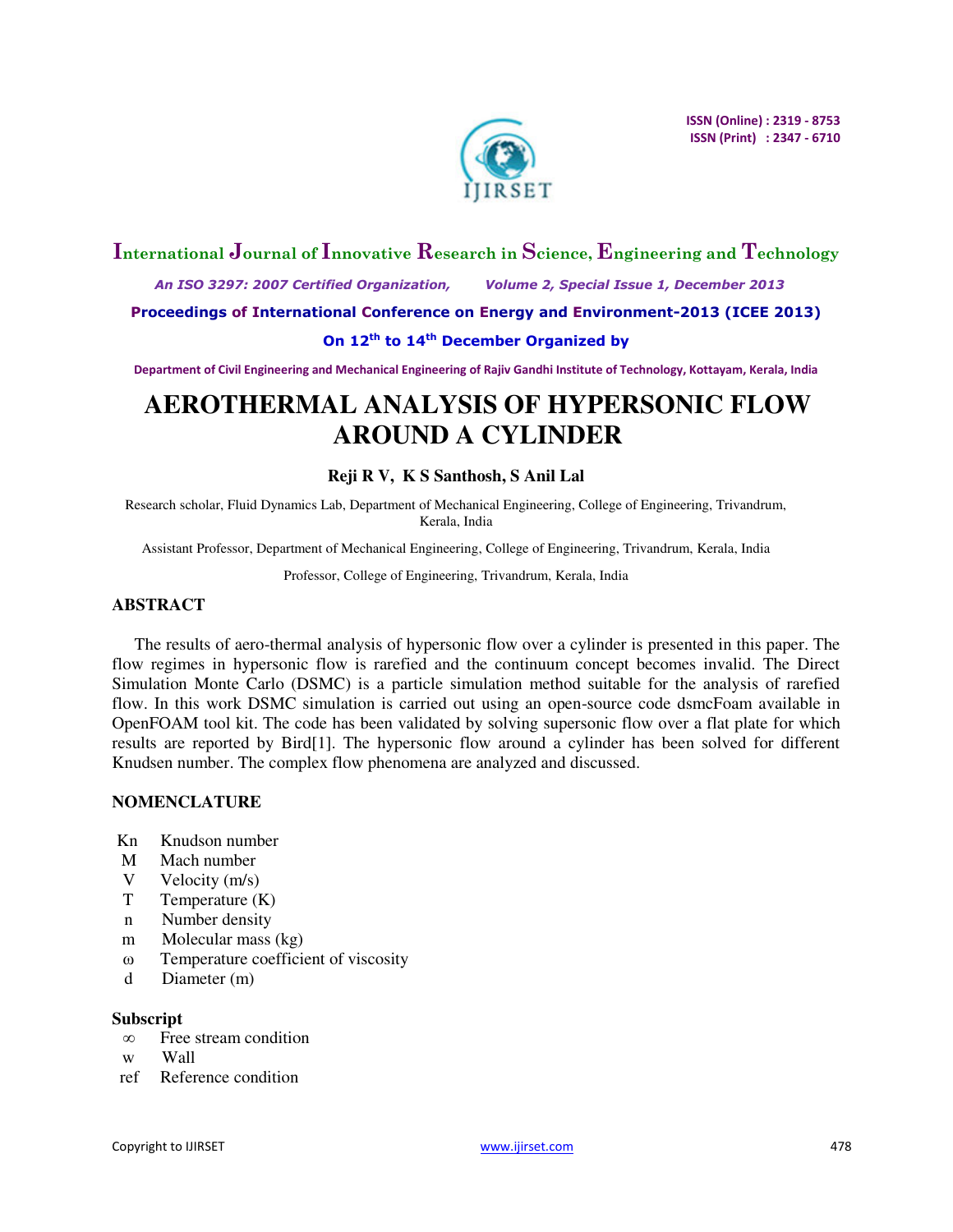# AEROTHERMAL ANALYSIS OF HYPERSONIC FLOW AROUND A CYLINDER

**Reji R V, K S Santhosh, S Anil Lal**

Research scholar, Fluid Dynamics Lab, Department of Mechanical Engineering, College of Engineering, Trivandrum, Kerala, India

Assistant Professor, Department of Mechanical Engineering, College of Engineering, Trivandrum, Kerala, India

Professor, College of Engineering, Trivandrum, Kerala, India

## ABSTRACT

The results of aero-thermal analysis of hypersonic flow over a cylinder is presented in this paper. The flow regimes in hypersonic flow is rarefied and the continuum concept becomes invalid. The Direct Simulation Monte Carlo (DSMC) is a particle simulation method suitable for the analysis of rarefied flow. In this work DSMC simulation is carried out using an open-source code dsmcFoam available in OpenFOAM tool kit. The code has been validated by solving supersonic flow over a flat plate for which results are reported by Bird[1]. The hypersonic flow around a cylinder has been solved for different Knudsen number. The complex flow phenomena are analyzed and discussed.

## NOMENCLATURE

| | |
|---|---|
| Kn | Knudson number |
| M | Mach number |
| V | Velocity (m/s) |
| T | Temperature (K) |
| n | Number density |
| m | Molecular mass (kg) |
| $\omega$ | Temperature coefficient of viscosity |
| d | Diameter (m) |

### Subscript

| | |
|---|---|
| $\infty$ | Free stream condition |
| w | Wall |
| ref | Reference condition |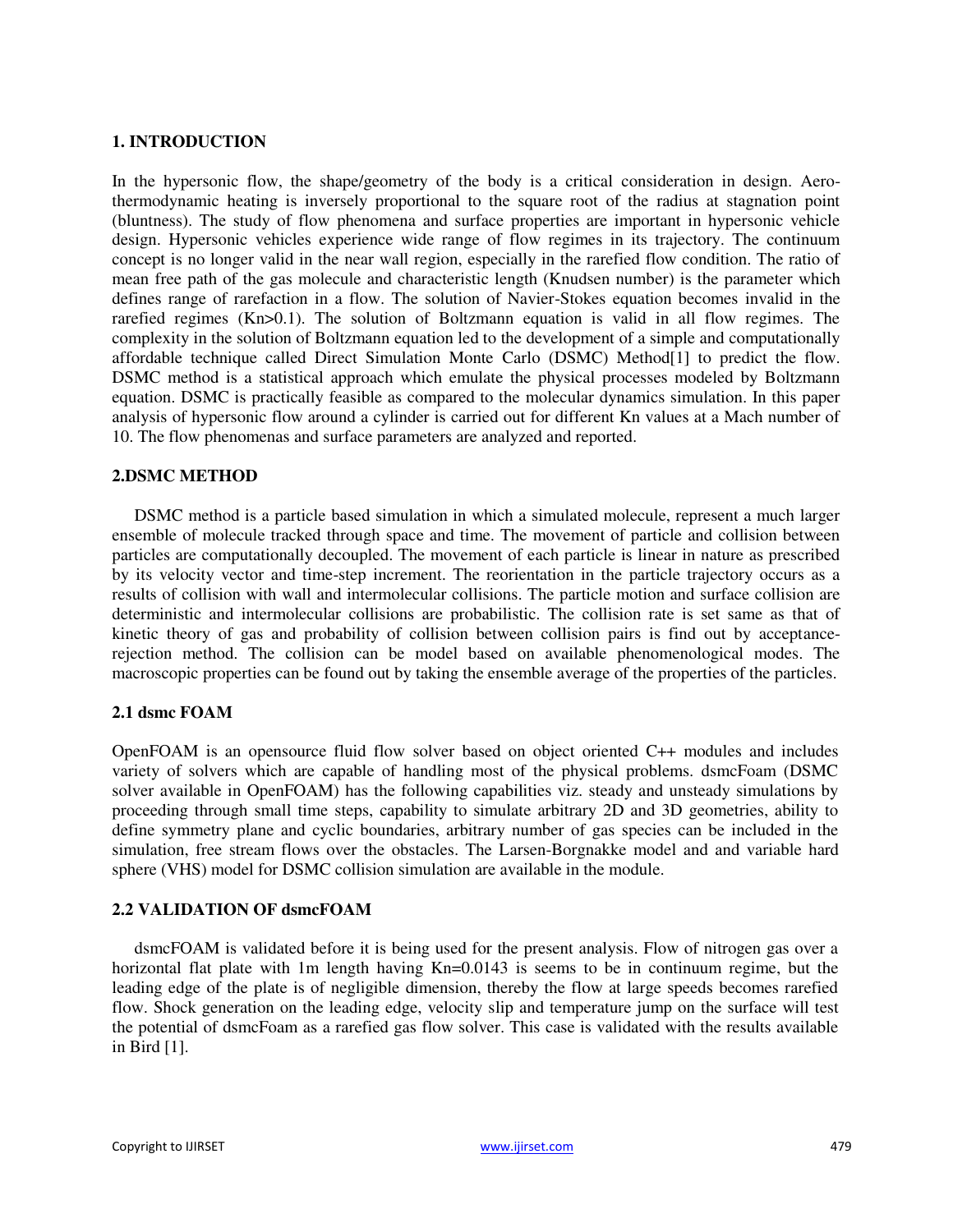## 1. INTRODUCTION

In the hypersonic flow, the shape/geometry of the body is a critical consideration in design. Aero-thermodynamic heating is inversely proportional to the square root of the radius at stagnation point (bluntness). The study of flow phenomena and surface properties are important in hypersonic vehicle design. Hypersonic vehicles experience wide range of flow regimes in its trajectory. The continuum concept is no longer valid in the near wall region, especially in the rarefied flow condition. The ratio of mean free path of the gas molecule and characteristic length (Knudsen number) is the parameter which defines range of rarefaction in a flow. The solution of Navier-Stokes equation becomes invalid in the rarefied regimes (Kn>0.1). The solution of Boltzmann equation is valid in all flow regimes. The complexity in the solution of Boltzmann equation led to the development of a simple and computationally affordable technique called Direct Simulation Monte Carlo (DSMC) Method[1] to predict the flow. DSMC method is a statistical approach which emulate the physical processes modeled by Boltzmann equation. DSMC is practically feasible as compared to the molecular dynamics simulation. In this paper analysis of hypersonic flow around a cylinder is carried out for different Kn values at a Mach number of 10. The flow phenomenas and surface parameters are analyzed and reported.

## 2.DSMC METHOD

DSMC method is a particle based simulation in which a simulated molecule, represent a much larger ensemble of molecule tracked through space and time. The movement of particle and collision between particles are computationally decoupled. The movement of each particle is linear in nature as prescribed by its velocity vector and time-step increment. The reorientation in the particle trajectory occurs as a results of collision with wall and intermolecular collisions. The particle motion and surface collision are deterministic and intermolecular collisions are probabilistic. The collision rate is set same as that of kinetic theory of gas and probability of collision between collision pairs is find out by acceptance-rejection method. The collision can be model based on available phenomenological modes. The macroscopic properties can be found out by taking the ensemble average of the properties of the particles.

### 2.1 dsmc FOAM

OpenFOAM is an opensource fluid flow solver based on object oriented C++ modules and includes variety of solvers which are capable of handling most of the physical problems. dsmcFoam (DSMC solver available in OpenFOAM) has the following capabilities viz. steady and unsteady simulations by proceeding through small time steps, capability to simulate arbitrary 2D and 3D geometries, ability to define symmetry plane and cyclic boundaries, arbitrary number of gas species can be included in the simulation, free stream flows over the obstacles. The Larsen-Borgnakke model and and variable hard sphere (VHS) model for DSMC collision simulation are available in the module.

### 2.2 VALIDATION OF dsmcFOAM

dsmcFOAM is validated before it is being used for the present analysis. Flow of nitrogen gas over a horizontal flat plate with 1m length having Kn=0.0143 is seems to be in continuum regime, but the leading edge of the plate is of negligible dimension, thereby the flow at large speeds becomes rarefied flow. Shock generation on the leading edge, velocity slip and temperature jump on the surface will test the potential of dsmcFoam as a rarefied gas flow solver. This case is validated with the results available in Bird [1].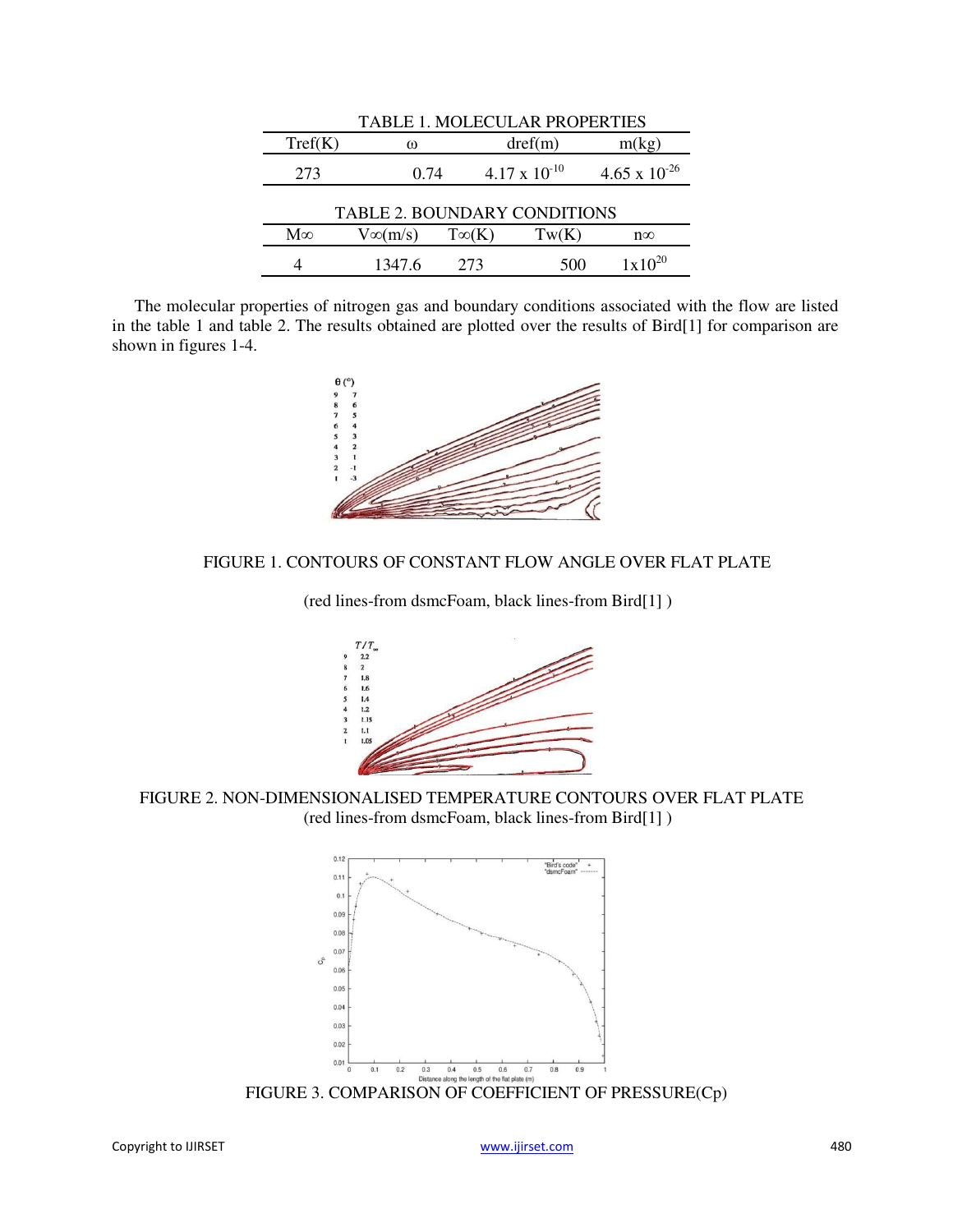TABLE 1. MOLECULAR PROPERTIES

| Tref(K) | ω | dref(m) | m(kg) |
|---|---|---|---|
| 273 | 0.74 | $4.17 \times 10^{-10}$ | $4.65 \times 10^{-26}$ |

TABLE 2. BOUNDARY CONDITIONS

| M∞ | V∞(m/s) | T∞(K) | Tw(K) | n∞ |
|---|---|---|---|---|
| 4 | 1347.6 | 273 | 500 | $1 \times 10^{20}$ |

The molecular properties of nitrogen gas and boundary conditions associated with the flow are listed in the table 1 and table 2. The results obtained are plotted over the results of Bird[1] for comparison are shown in figures 1-4.

FIGURE 1. CONTOURS OF CONSTANT FLOW ANGLE OVER FLAT PLATE

(red lines-from dsmcFoam, black lines-from Bird[1] )

FIGURE 2. NON-DIMENSIONALISED TEMPERATURE CONTOURS OVER FLAT PLATE
(red lines-from dsmcFoam, black lines-from Bird[1] )

FIGURE 3. COMPARISON OF COEFFICIENT OF PRESSURE(Cp)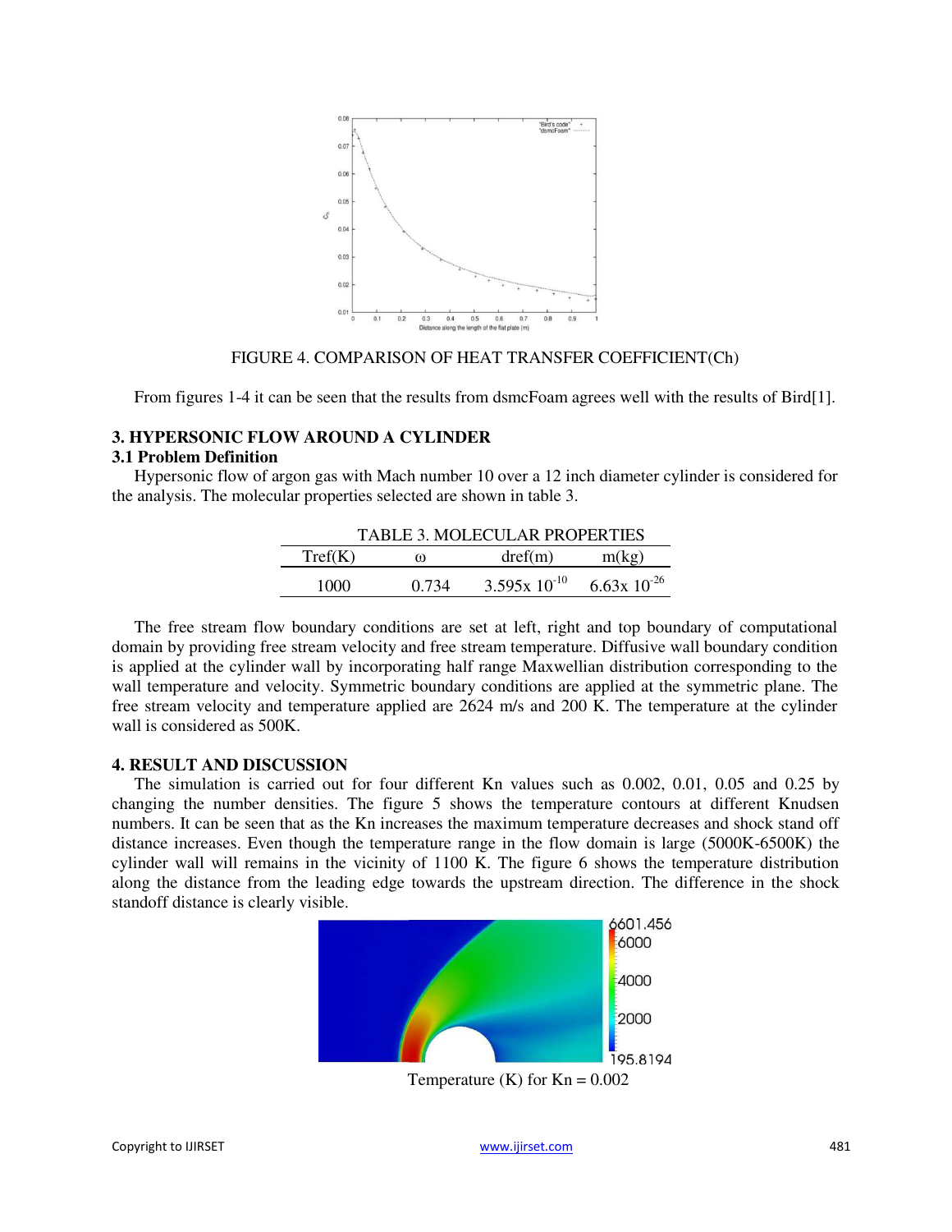FIGURE 4. COMPARISON OF HEAT TRANSFER COEFFICIENT(Ch)

From figures 1-4 it can be seen that the results from dsmcFoam agrees well with the results of Bird[1].

## 3. HYPERSONIC FLOW AROUND A CYLINDER

### 3.1 Problem Definition

Hypersonic flow of argon gas with Mach number 10 over a 12 inch diameter cylinder is considered for the analysis. The molecular properties selected are shown in table 3.

TABLE 3. MOLECULAR PROPERTIES

| Tref(K) | ω | dref(m) | m(kg) |
|---|---|---|---|
| 1000 | 0.734 | $3.595 \times 10^{-10}$ | $6.63 \times 10^{-26}$ |

The free stream flow boundary conditions are set at left, right and top boundary of computational domain by providing free stream velocity and free stream temperature. Diffusive wall boundary condition is applied at the cylinder wall by incorporating half range Maxwellian distribution corresponding to the wall temperature and velocity. Symmetric boundary conditions are applied at the symmetric plane. The free stream velocity and temperature applied are 2624 m/s and 200 K. The temperature at the cylinder wall is considered as 500K.

## 4. RESULT AND DISCUSSION

The simulation is carried out for four different Kn values such as 0.002, 0.01, 0.05 and 0.25 by changing the number densities. The figure 5 shows the temperature contours at different Knudsen numbers. It can be seen that as the Kn increases the maximum temperature decreases and shock stand off distance increases. Even though the temperature range in the flow domain is large (5000K-6500K) the cylinder wall will remains in the vicinity of 1100 K. The figure 6 shows the temperature distribution along the distance from the leading edge towards the upstream direction. The difference in the shock standoff distance is clearly visible.

Temperature (K) for Kn = 0.002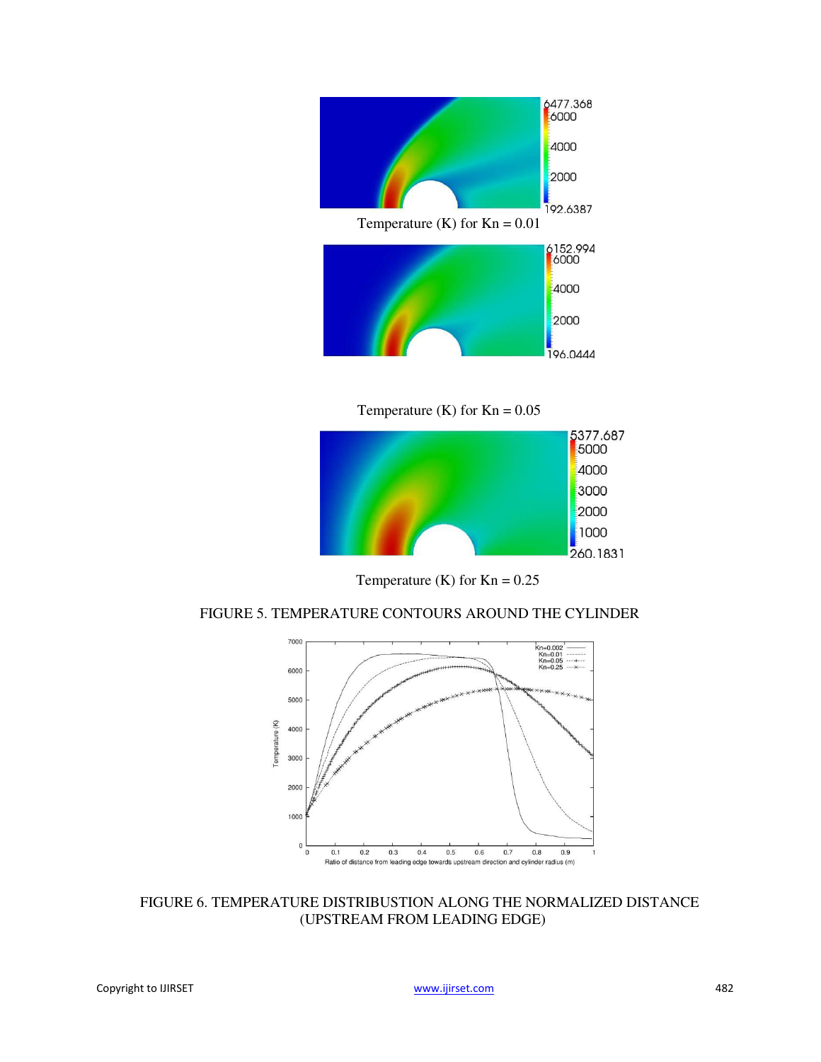Temperature (K) for Kn = 0.01

Temperature (K) for Kn = 0.05

Temperature (K) for Kn = 0.25

FIGURE 5. TEMPERATURE CONTOURS AROUND THE CYLINDER

FIGURE 6. TEMPERATURE DISTRIBUSTION ALONG THE NORMALIZED DISTANCE (UPSTREAM FROM LEADING EDGE)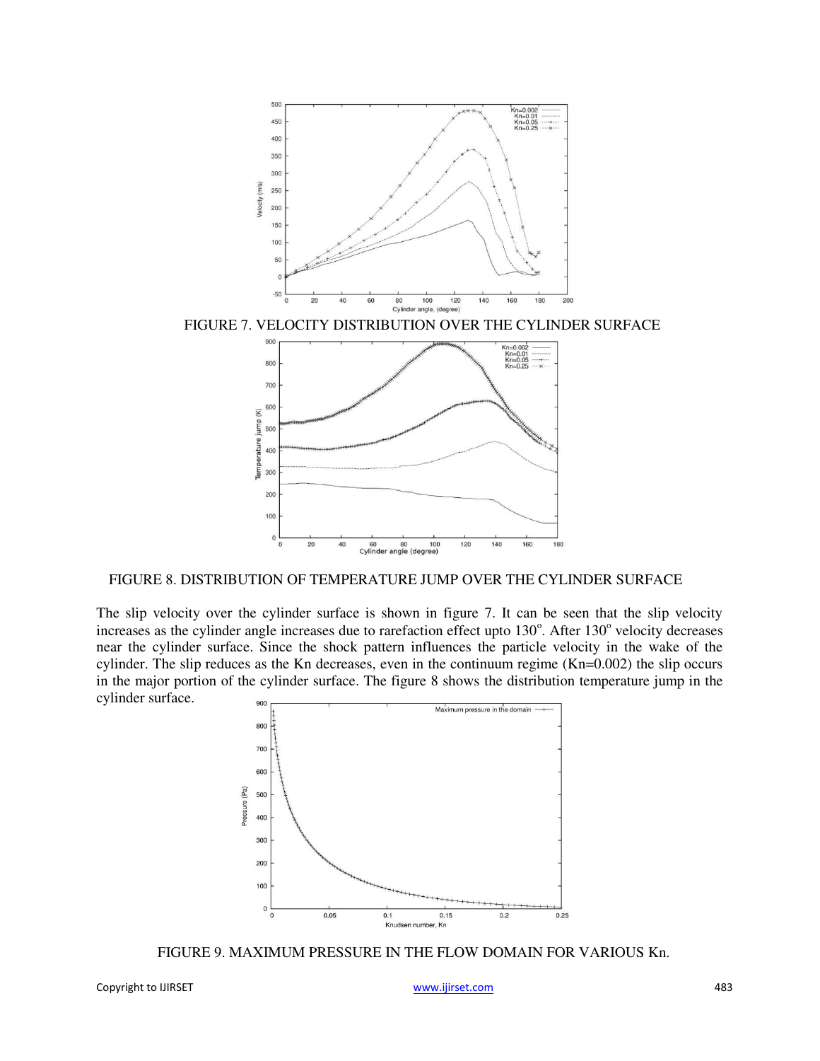FIGURE 7. VELOCITY DISTRIBUTION OVER THE CYLINDER SURFACE

FIGURE 8. DISTRIBUTION OF TEMPERATURE JUMP OVER THE CYLINDER SURFACE

The slip velocity over the cylinder surface is shown in figure 7. It can be seen that the slip velocity increases as the cylinder angle increases due to rarefaction effect upto $130^o$. After $130^o$ velocity decreases near the cylinder surface. Since the shock pattern influences the particle velocity in the wake of the cylinder. The slip reduces as the Kn decreases, even in the continuum regime (Kn=0.002) the slip occurs in the major portion of the cylinder surface. The figure 8 shows the distribution temperature jump in the cylinder surface.

FIGURE 9. MAXIMUM PRESSURE IN THE FLOW DOMAIN FOR VARIOUS Kn.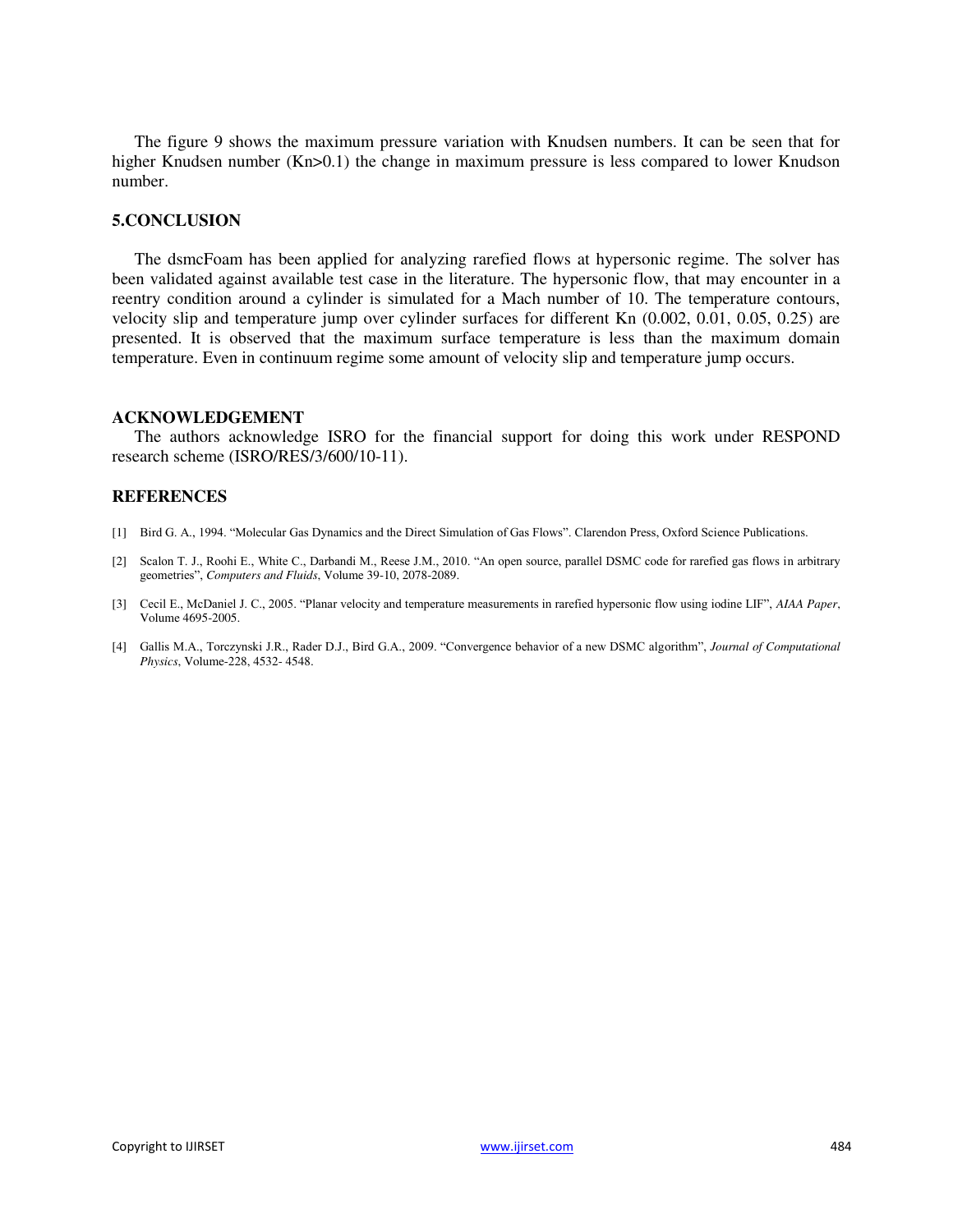The figure 9 shows the maximum pressure variation with Knudsen numbers. It can be seen that for higher Knudsen number (Kn>0.1) the change in maximum pressure is less compared to lower Knudson number.

## 5.CONCLUSION

The dsmcFoam has been applied for analyzing rarefied flows at hypersonic regime. The solver has been validated against available test case in the literature. The hypersonic flow, that may encounter in a reentry condition around a cylinder is simulated for a Mach number of 10. The temperature contours, velocity slip and temperature jump over cylinder surfaces for different Kn (0.002, 0.01, 0.05, 0.25) are presented. It is observed that the maximum surface temperature is less than the maximum domain temperature. Even in continuum regime some amount of velocity slip and temperature jump occurs.

## ACKNOWLEDGEMENT

The authors acknowledge ISRO for the financial support for doing this work under RESPOND research scheme (ISRO/RES/3/600/10-11).

## REFERENCES

[1] Bird G. A., 1994. "Molecular Gas Dynamics and the Direct Simulation of Gas Flows". Clarendon Press, Oxford Science Publications.

[2] Scalon T. J., Roohi E., White C., Darbandi M., Reese J.M., 2010. "An open source, parallel DSMC code for rarefied gas flows in arbitrary geometries", *Computers and Fluids*, Volume 39-10, 2078-2089.

[3] Cecil E., McDaniel J. C., 2005. "Planar velocity and temperature measurements in rarefied hypersonic flow using iodine LIF", *AIAA Paper*, Volume 4695-2005.

[4] Gallis M.A., Torczynski J.R., Rader D.J., Bird G.A., 2009. "Convergence behavior of a new DSMC algorithm", *Journal of Computational Physics*, Volume-228, 4532- 4548.